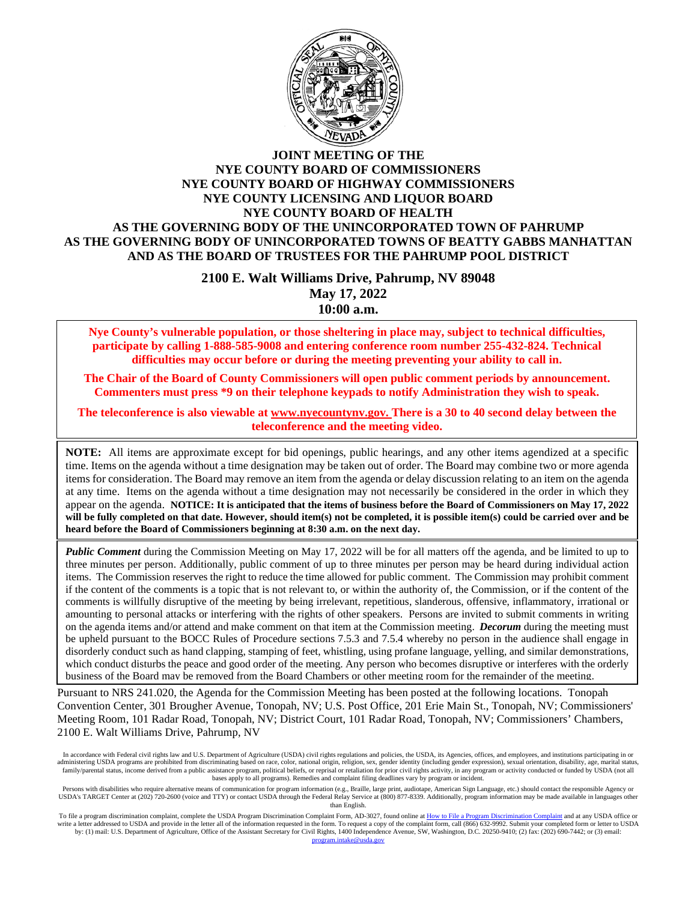# JOINT MEETING OF THE
# NYE COUNTY BOARD OF COMMISSIONERS
# NYE COUNTY BOARD OF HIGHWAY COMMISSIONERS
# NYE COUNTY LICENSING AND LIQUOR BOARD
# NYE COUNTY BOARD OF HEALTH
# AS THE GOVERNING BODY OF THE UNINCORPORATED TOWN OF PAHRUMP
# AS THE GOVERNING BODY OF UNINCORPORATED TOWNS OF BEATTY GABBS MANHATTAN
# AND AS THE BOARD OF TRUSTEES FOR THE PAHRUMP POOL DISTRICT

**2100 E. Walt Williams Drive, Pahrump, NV 89048**
**May 17, 2022**
**10:00 a.m.**

**Nye County's vulnerable population, or those sheltering in place may, subject to technical difficulties, participate by calling 1-888-585-9008 and entering conference room number 255-432-824. Technical difficulties may occur before or during the meeting preventing your ability to call in.**

**The Chair of the Board of County Commissioners will open public comment periods by announcement. Commenters must press *9 on their telephone keypads to notify Administration they wish to speak.**

**The teleconference is also viewable at www.nyecountynv.gov. There is a 30 to 40 second delay between the teleconference and the meeting video.**

**NOTE:** All items are approximate except for bid openings, public hearings, and any other items agendized at a specific time. Items on the agenda without a time designation may be taken out of order. The Board may combine two or more agenda items for consideration. The Board may remove an item from the agenda or delay discussion relating to an item on the agenda at any time. Items on the agenda without a time designation may not necessarily be considered in the order in which they appear on the agenda. **NOTICE: It is anticipated that the items of business before the Board of Commissioners on May 17, 2022 will be fully completed on that date. However, should item(s) not be completed, it is possible item(s) could be carried over and be heard before the Board of Commissioners beginning at 8:30 a.m. on the next day.**

***Public Comment*** during the Commission Meeting on May 17, 2022 will be for all matters off the agenda, and be limited to up to three minutes per person. Additionally, public comment of up to three minutes per person may be heard during individual action items. The Commission reserves the right to reduce the time allowed for public comment. The Commission may prohibit comment if the content of the comments is a topic that is not relevant to, or within the authority of, the Commission, or if the content of the comments is willfully disruptive of the meeting by being irrelevant, repetitious, slanderous, offensive, inflammatory, irrational or amounting to personal attacks or interfering with the rights of other speakers. Persons are invited to submit comments in writing on the agenda items and/or attend and make comment on that item at the Commission meeting. ***Decorum*** during the meeting must be upheld pursuant to the BOCC Rules of Procedure sections 7.5.3 and 7.5.4 whereby no person in the audience shall engage in disorderly conduct such as hand clapping, stamping of feet, whistling, using profane language, yelling, and similar demonstrations, which conduct disturbs the peace and good order of the meeting. Any person who becomes disruptive or interferes with the orderly business of the Board may be removed from the Board Chambers or other meeting room for the remainder of the meeting.

Pursuant to NRS 241.020, the Agenda for the Commission Meeting has been posted at the following locations. Tonopah Convention Center, 301 Brougher Avenue, Tonopah, NV; U.S. Post Office, 201 Erie Main St., Tonopah, NV; Commissioners' Meeting Room, 101 Radar Road, Tonopah, NV; District Court, 101 Radar Road, Tonopah, NV; Commissioners' Chambers, 2100 E. Walt Williams Drive, Pahrump, NV

In accordance with Federal civil rights law and U.S. Department of Agriculture (USDA) civil rights regulations and policies, the USDA, its Agencies, offices, and employees, and institutions participating in or administering USDA programs are prohibited from discriminating based on race, color, national origin, religion, sex, gender identity (including gender expression), sexual orientation, disability, age, marital status, family/parental status, income derived from a public assistance program, political beliefs, or reprisal or retaliation for prior civil rights activity, in any program or activity conducted or funded by USDA (not all bases apply to all programs). Remedies and complaint filing deadlines vary by program or incident.

Persons with disabilities who require alternative means of communication for program information (e.g., Braille, large print, audiotape, American Sign Language, etc.) should contact the responsible Agency or USDA's TARGET Center at (202) 720-2600 (voice and TTY) or contact USDA through the Federal Relay Service at (800) 877-8339. Additionally, program information may be made available in languages other than English.

To file a program discrimination complaint, complete the USDA Program Discrimination Complaint Form, AD-3027, found online at How to File a Program Discrimination Complaint and at any USDA office or write a letter addressed to USDA and provide in the letter all of the information requested in the form. To request a copy of the complaint form, call (866) 632-9992. Submit your completed form or letter to USDA by: (1) mail: U.S. Department of Agriculture, Office of the Assistant Secretary for Civil Rights, 1400 Independence Avenue, SW, Washington, D.C. 20250-9410; (2) fax: (202) 690-7442; or (3) email: program.intake@usda.gov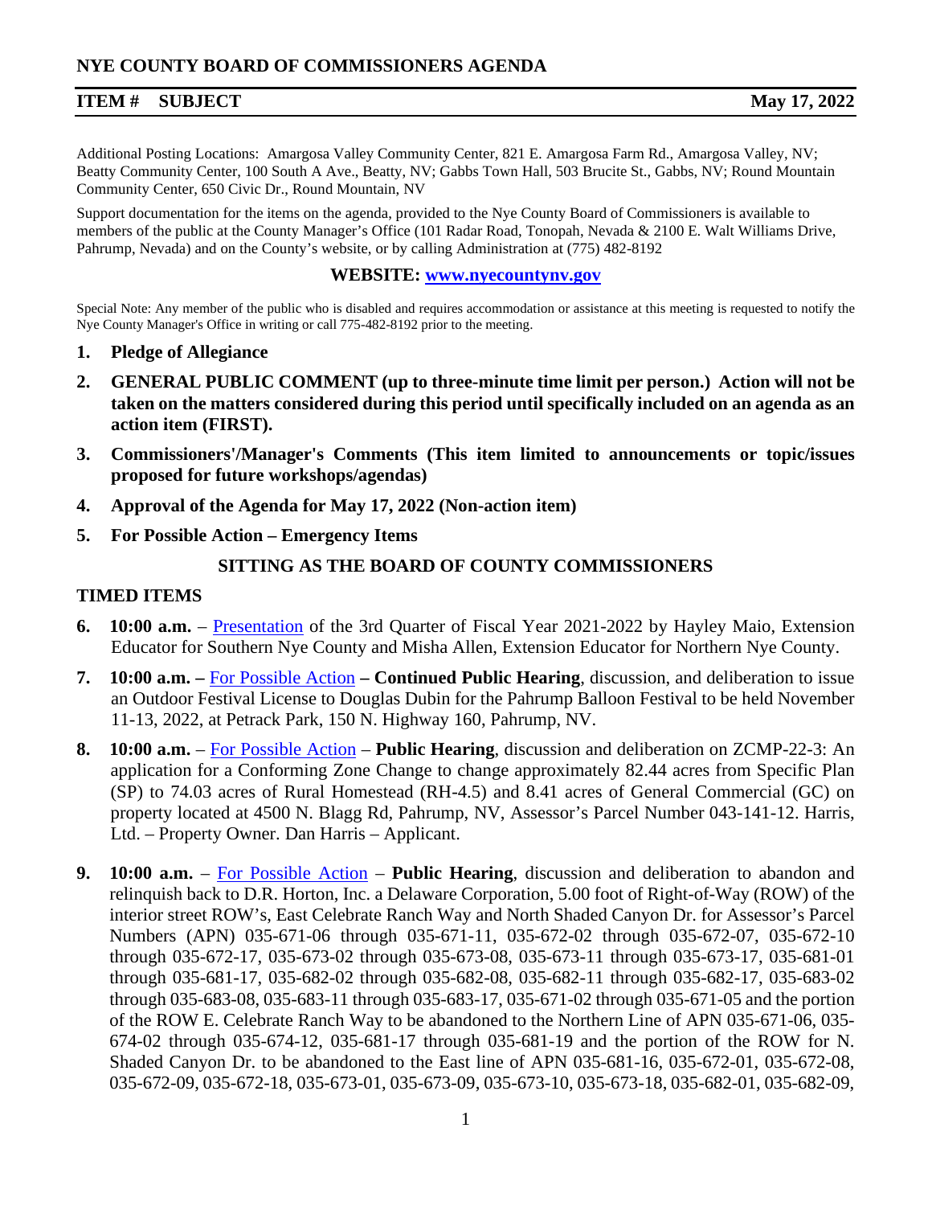# NYE COUNTY BOARD OF COMMISSIONERS AGENDA

**ITEM # SUBJECT** **May 17, 2022**

Additional Posting Locations: Amargosa Valley Community Center, 821 E. Amargosa Farm Rd., Amargosa Valley, NV; Beatty Community Center, 100 South A Ave., Beatty, NV; Gabbs Town Hall, 503 Brucite St., Gabbs, NV; Round Mountain Community Center, 650 Civic Dr., Round Mountain, NV

Support documentation for the items on the agenda, provided to the Nye County Board of Commissioners is available to members of the public at the County Manager's Office (101 Radar Road, Tonopah, Nevada & 2100 E. Walt Williams Drive, Pahrump, Nevada) and on the County's website, or by calling Administration at (775) 482-8192

**WEBSITE: www.nyecountynv.gov**

Special Note: Any member of the public who is disabled and requires accommodation or assistance at this meeting is requested to notify the Nye County Manager's Office in writing or call 775-482-8192 prior to the meeting.

1. **Pledge of Allegiance**
2. **GENERAL PUBLIC COMMENT (up to three-minute time limit per person.) Action will not be taken on the matters considered during this period until specifically included on an agenda as an action item (FIRST).**
3. **Commissioners'/Manager's Comments (This item limited to announcements or topic/issues proposed for future workshops/agendas)**
4. **Approval of the Agenda for May 17, 2022 (Non-action item)**
5. **For Possible Action – Emergency Items**

## SITTING AS THE BOARD OF COUNTY COMMISSIONERS

## TIMED ITEMS

6. **10:00 a.m.** – Presentation of the 3rd Quarter of Fiscal Year 2021-2022 by Hayley Maio, Extension Educator for Southern Nye County and Misha Allen, Extension Educator for Northern Nye County.
7. **10:00 a.m. –** For Possible Action **– Continued Public Hearing**, discussion, and deliberation to issue an Outdoor Festival License to Douglas Dubin for the Pahrump Balloon Festival to be held November 11-13, 2022, at Petrack Park, 150 N. Highway 160, Pahrump, NV.
8. **10:00 a.m.** – For Possible Action – **Public Hearing**, discussion and deliberation on ZCMP-22-3: An application for a Conforming Zone Change to change approximately 82.44 acres from Specific Plan (SP) to 74.03 acres of Rural Homestead (RH-4.5) and 8.41 acres of General Commercial (GC) on property located at 4500 N. Blagg Rd, Pahrump, NV, Assessor's Parcel Number 043-141-12. Harris, Ltd. – Property Owner. Dan Harris – Applicant.
9. **10:00 a.m.** – For Possible Action – **Public Hearing**, discussion and deliberation to abandon and relinquish back to D.R. Horton, Inc. a Delaware Corporation, 5.00 foot of Right-of-Way (ROW) of the interior street ROW's, East Celebrate Ranch Way and North Shaded Canyon Dr. for Assessor's Parcel Numbers (APN) 035-671-06 through 035-671-11, 035-672-02 through 035-672-07, 035-672-10 through 035-672-17, 035-673-02 through 035-673-08, 035-673-11 through 035-673-17, 035-681-01 through 035-681-17, 035-682-02 through 035-682-08, 035-682-11 through 035-682-17, 035-683-02 through 035-683-08, 035-683-11 through 035-683-17, 035-671-02 through 035-671-05 and the portion of the ROW E. Celebrate Ranch Way to be abandoned to the Northern Line of APN 035-671-06, 035-674-02 through 035-674-12, 035-681-17 through 035-681-19 and the portion of the ROW for N. Shaded Canyon Dr. to be abandoned to the East line of APN 035-681-16, 035-672-01, 035-672-08, 035-672-09, 035-672-18, 035-673-01, 035-673-09, 035-673-10, 035-673-18, 035-682-01, 035-682-09,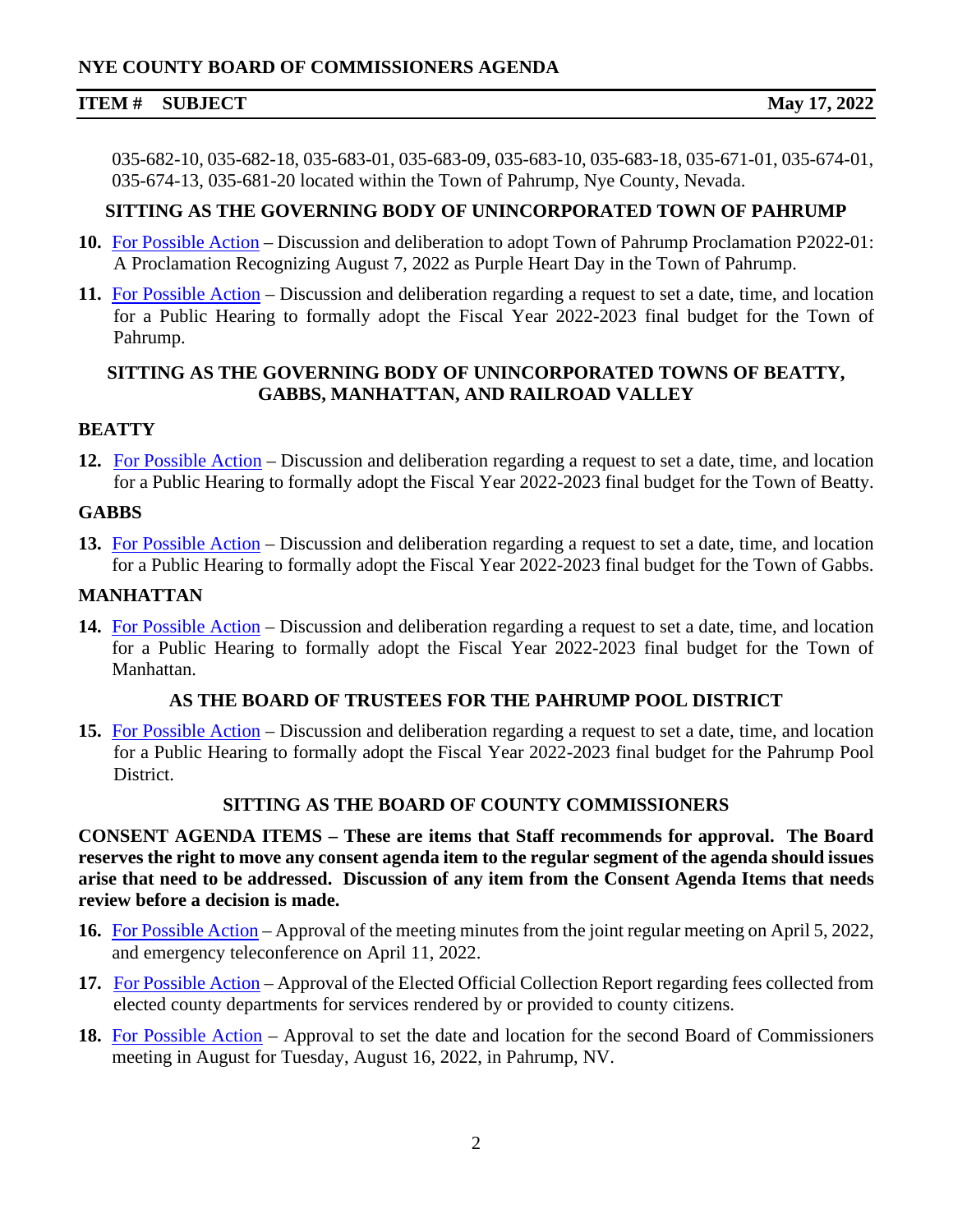035-682-10, 035-682-18, 035-683-01, 035-683-09, 035-683-10, 035-683-18, 035-671-01, 035-674-01, 035-674-13, 035-681-20 located within the Town of Pahrump, Nye County, Nevada.

**SITTING AS THE GOVERNING BODY OF UNINCORPORATED TOWN OF PAHRUMP**

**10.** For Possible Action – Discussion and deliberation to adopt Town of Pahrump Proclamation P2022-01: A Proclamation Recognizing August 7, 2022 as Purple Heart Day in the Town of Pahrump.

**11.** For Possible Action – Discussion and deliberation regarding a request to set a date, time, and location for a Public Hearing to formally adopt the Fiscal Year 2022-2023 final budget for the Town of Pahrump.

**SITTING AS THE GOVERNING BODY OF UNINCORPORATED TOWNS OF BEATTY, GABBS, MANHATTAN, AND RAILROAD VALLEY**

**BEATTY**

**12.** For Possible Action – Discussion and deliberation regarding a request to set a date, time, and location for a Public Hearing to formally adopt the Fiscal Year 2022-2023 final budget for the Town of Beatty.

**GABBS**

**13.** For Possible Action – Discussion and deliberation regarding a request to set a date, time, and location for a Public Hearing to formally adopt the Fiscal Year 2022-2023 final budget for the Town of Gabbs.

**MANHATTAN**

**14.** For Possible Action – Discussion and deliberation regarding a request to set a date, time, and location for a Public Hearing to formally adopt the Fiscal Year 2022-2023 final budget for the Town of Manhattan.

**AS THE BOARD OF TRUSTEES FOR THE PAHRUMP POOL DISTRICT**

**15.** For Possible Action – Discussion and deliberation regarding a request to set a date, time, and location for a Public Hearing to formally adopt the Fiscal Year 2022-2023 final budget for the Pahrump Pool District.

**SITTING AS THE BOARD OF COUNTY COMMISSIONERS**

**CONSENT AGENDA ITEMS – These are items that Staff recommends for approval. The Board reserves the right to move any consent agenda item to the regular segment of the agenda should issues arise that need to be addressed. Discussion of any item from the Consent Agenda Items that needs review before a decision is made.**

**16.** For Possible Action – Approval of the meeting minutes from the joint regular meeting on April 5, 2022, and emergency teleconference on April 11, 2022.

**17.** For Possible Action – Approval of the Elected Official Collection Report regarding fees collected from elected county departments for services rendered by or provided to county citizens.

**18.** For Possible Action – Approval to set the date and location for the second Board of Commissioners meeting in August for Tuesday, August 16, 2022, in Pahrump, NV.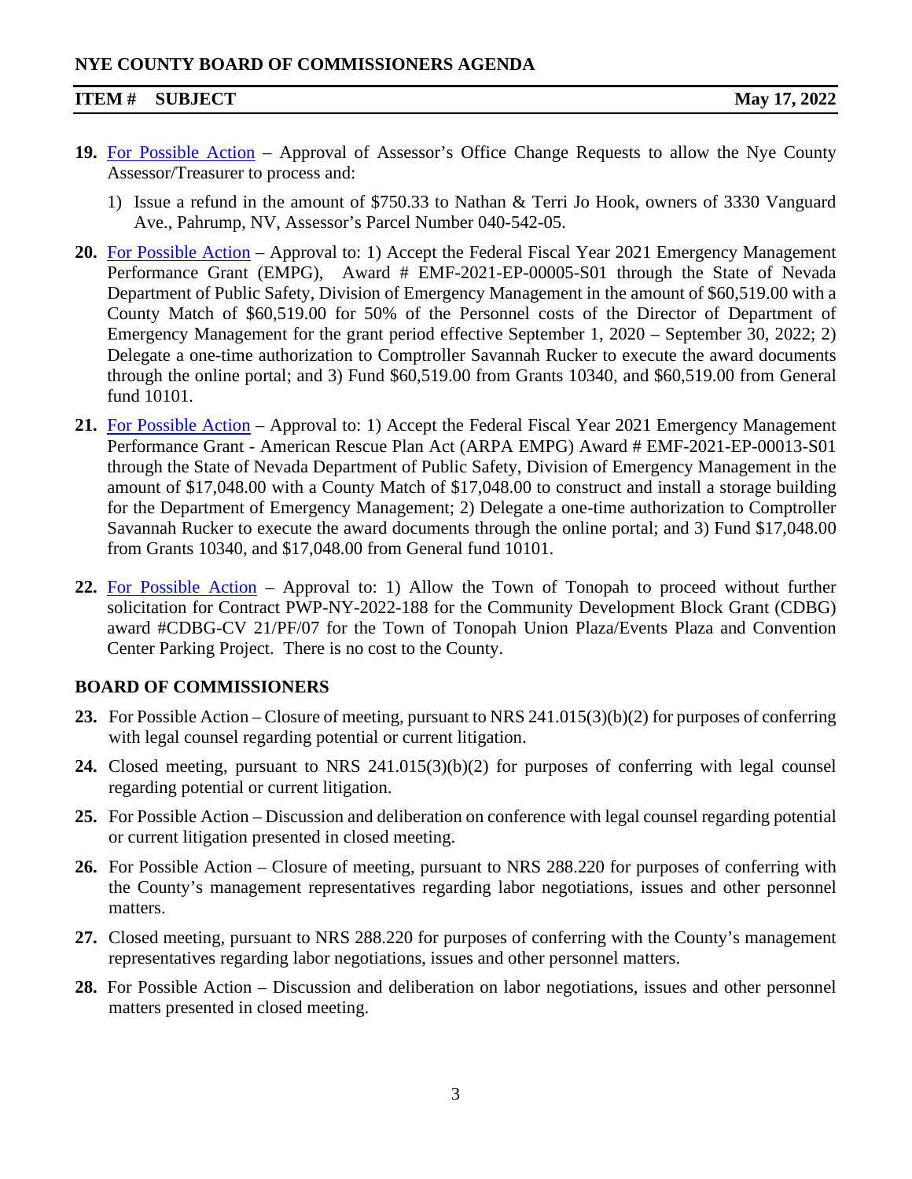**19.** For Possible Action – Approval of Assessor's Office Change Requests to allow the Nye County Assessor/Treasurer to process and:

1) Issue a refund in the amount of $750.33 to Nathan & Terri Jo Hook, owners of 3330 Vanguard Ave., Pahrump, NV, Assessor's Parcel Number 040-542-05.

**20.** For Possible Action – Approval to: 1) Accept the Federal Fiscal Year 2021 Emergency Management Performance Grant (EMPG), Award # EMF-2021-EP-00005-S01 through the State of Nevada Department of Public Safety, Division of Emergency Management in the amount of $60,519.00 with a County Match of $60,519.00 for 50% of the Personnel costs of the Director of Department of Emergency Management for the grant period effective September 1, 2020 – September 30, 2022; 2) Delegate a one-time authorization to Comptroller Savannah Rucker to execute the award documents through the online portal; and 3) Fund $60,519.00 from Grants 10340, and $60,519.00 from General fund 10101.

**21.** For Possible Action – Approval to: 1) Accept the Federal Fiscal Year 2021 Emergency Management Performance Grant - American Rescue Plan Act (ARPA EMPG) Award # EMF-2021-EP-00013-S01 through the State of Nevada Department of Public Safety, Division of Emergency Management in the amount of $17,048.00 with a County Match of $17,048.00 to construct and install a storage building for the Department of Emergency Management; 2) Delegate a one-time authorization to Comptroller Savannah Rucker to execute the award documents through the online portal; and 3) Fund $17,048.00 from Grants 10340, and $17,048.00 from General fund 10101.

**22.** For Possible Action – Approval to: 1) Allow the Town of Tonopah to proceed without further solicitation for Contract PWP-NY-2022-188 for the Community Development Block Grant (CDBG) award #CDBG-CV 21/PF/07 for the Town of Tonopah Union Plaza/Events Plaza and Convention Center Parking Project. There is no cost to the County.

## BOARD OF COMMISSIONERS

**23.** For Possible Action – Closure of meeting, pursuant to NRS 241.015(3)(b)(2) for purposes of conferring with legal counsel regarding potential or current litigation.

**24.** Closed meeting, pursuant to NRS 241.015(3)(b)(2) for purposes of conferring with legal counsel regarding potential or current litigation.

**25.** For Possible Action – Discussion and deliberation on conference with legal counsel regarding potential or current litigation presented in closed meeting.

**26.** For Possible Action – Closure of meeting, pursuant to NRS 288.220 for purposes of conferring with the County's management representatives regarding labor negotiations, issues and other personnel matters.

**27.** Closed meeting, pursuant to NRS 288.220 for purposes of conferring with the County's management representatives regarding labor negotiations, issues and other personnel matters.

**28.** For Possible Action – Discussion and deliberation on labor negotiations, issues and other personnel matters presented in closed meeting.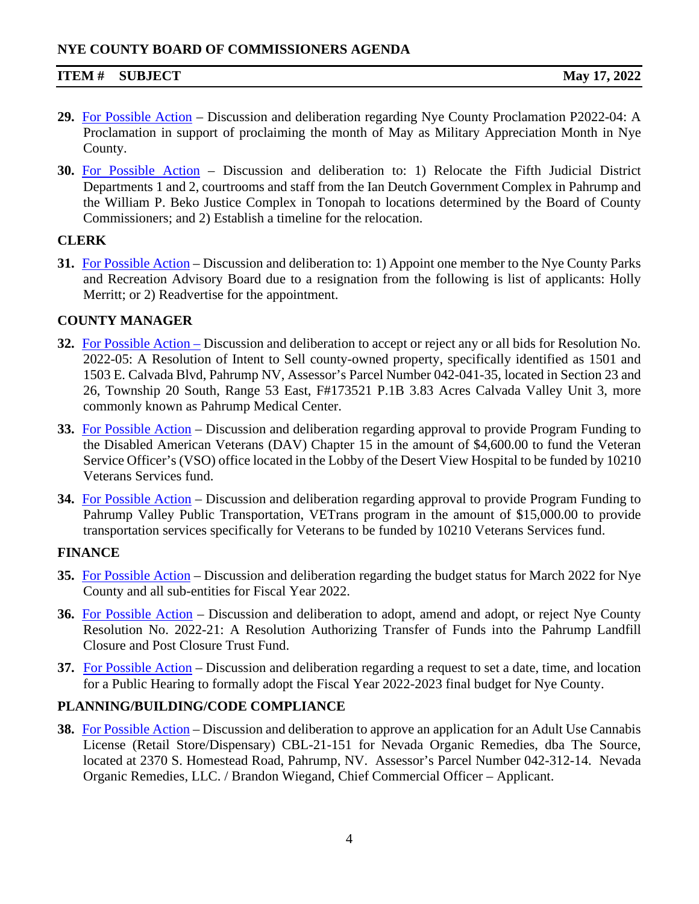**29.** For Possible Action – Discussion and deliberation regarding Nye County Proclamation P2022-04: A Proclamation in support of proclaiming the month of May as Military Appreciation Month in Nye County.

**30.** For Possible Action – Discussion and deliberation to: 1) Relocate the Fifth Judicial District Departments 1 and 2, courtrooms and staff from the Ian Deutch Government Complex in Pahrump and the William P. Beko Justice Complex in Tonopah to locations determined by the Board of County Commissioners; and 2) Establish a timeline for the relocation.

## CLERK

**31.** For Possible Action – Discussion and deliberation to: 1) Appoint one member to the Nye County Parks and Recreation Advisory Board due to a resignation from the following is list of applicants: Holly Merritt; or 2) Readvertise for the appointment.

## COUNTY MANAGER

**32.** For Possible Action – Discussion and deliberation to accept or reject any or all bids for Resolution No. 2022-05: A Resolution of Intent to Sell county-owned property, specifically identified as 1501 and 1503 E. Calvada Blvd, Pahrump NV, Assessor's Parcel Number 042-041-35, located in Section 23 and 26, Township 20 South, Range 53 East, F#173521 P.1B 3.83 Acres Calvada Valley Unit 3, more commonly known as Pahrump Medical Center.

**33.** For Possible Action – Discussion and deliberation regarding approval to provide Program Funding to the Disabled American Veterans (DAV) Chapter 15 in the amount of $4,600.00 to fund the Veteran Service Officer's (VSO) office located in the Lobby of the Desert View Hospital to be funded by 10210 Veterans Services fund.

**34.** For Possible Action – Discussion and deliberation regarding approval to provide Program Funding to Pahrump Valley Public Transportation, VETrans program in the amount of $15,000.00 to provide transportation services specifically for Veterans to be funded by 10210 Veterans Services fund.

## FINANCE

**35.** For Possible Action – Discussion and deliberation regarding the budget status for March 2022 for Nye County and all sub-entities for Fiscal Year 2022.

**36.** For Possible Action – Discussion and deliberation to adopt, amend and adopt, or reject Nye County Resolution No. 2022-21: A Resolution Authorizing Transfer of Funds into the Pahrump Landfill Closure and Post Closure Trust Fund.

**37.** For Possible Action – Discussion and deliberation regarding a request to set a date, time, and location for a Public Hearing to formally adopt the Fiscal Year 2022-2023 final budget for Nye County.

## PLANNING/BUILDING/CODE COMPLIANCE

**38.** For Possible Action – Discussion and deliberation to approve an application for an Adult Use Cannabis License (Retail Store/Dispensary) CBL-21-151 for Nevada Organic Remedies, dba The Source, located at 2370 S. Homestead Road, Pahrump, NV. Assessor's Parcel Number 042-312-14. Nevada Organic Remedies, LLC. / Brandon Wiegand, Chief Commercial Officer – Applicant.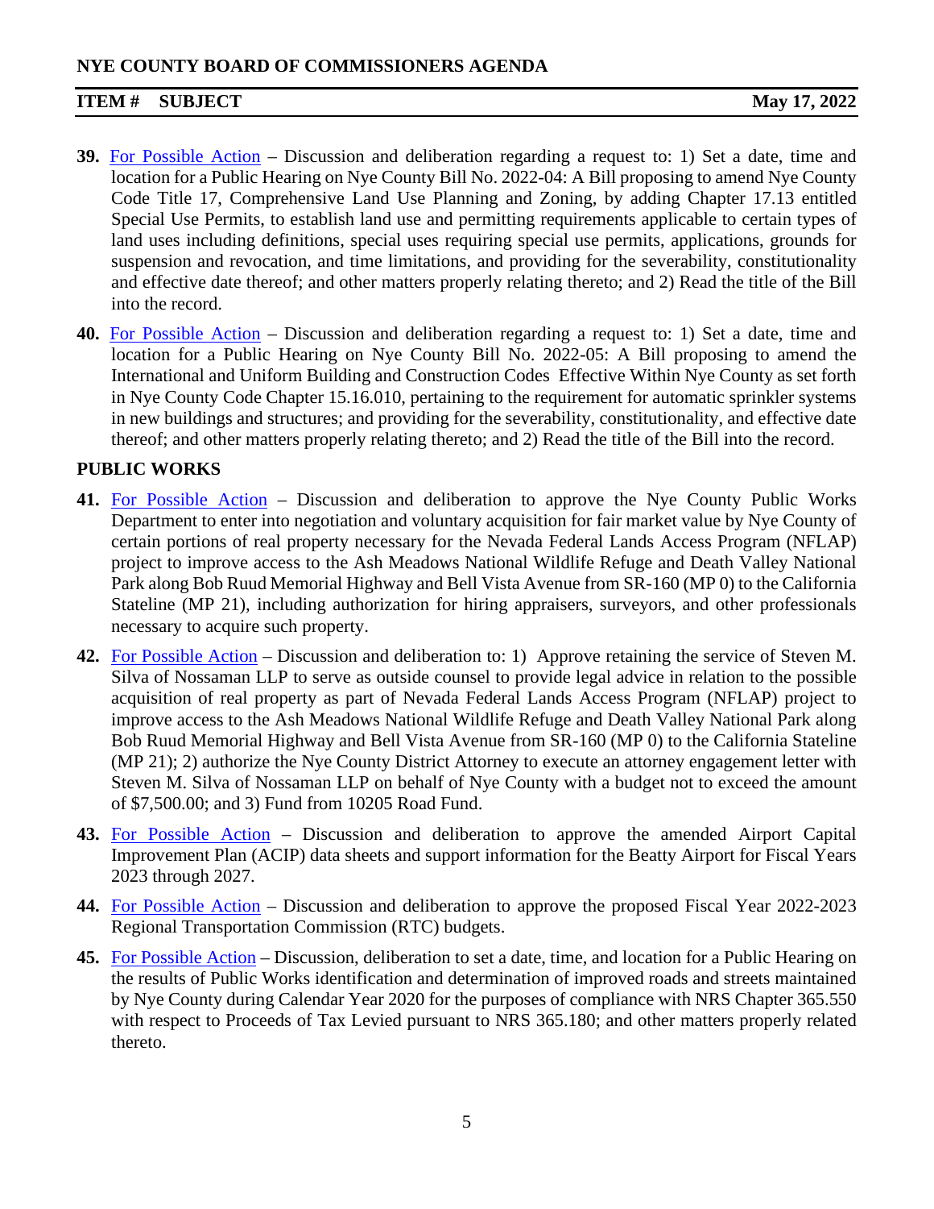**39.** For Possible Action – Discussion and deliberation regarding a request to: 1) Set a date, time and location for a Public Hearing on Nye County Bill No. 2022-04: A Bill proposing to amend Nye County Code Title 17, Comprehensive Land Use Planning and Zoning, by adding Chapter 17.13 entitled Special Use Permits, to establish land use and permitting requirements applicable to certain types of land uses including definitions, special uses requiring special use permits, applications, grounds for suspension and revocation, and time limitations, and providing for the severability, constitutionality and effective date thereof; and other matters properly relating thereto; and 2) Read the title of the Bill into the record.

**40.** For Possible Action – Discussion and deliberation regarding a request to: 1) Set a date, time and location for a Public Hearing on Nye County Bill No. 2022-05: A Bill proposing to amend the International and Uniform Building and Construction Codes Effective Within Nye County as set forth in Nye County Code Chapter 15.16.010, pertaining to the requirement for automatic sprinkler systems in new buildings and structures; and providing for the severability, constitutionality, and effective date thereof; and other matters properly relating thereto; and 2) Read the title of the Bill into the record.

## PUBLIC WORKS

**41.** For Possible Action – Discussion and deliberation to approve the Nye County Public Works Department to enter into negotiation and voluntary acquisition for fair market value by Nye County of certain portions of real property necessary for the Nevada Federal Lands Access Program (NFLAP) project to improve access to the Ash Meadows National Wildlife Refuge and Death Valley National Park along Bob Ruud Memorial Highway and Bell Vista Avenue from SR-160 (MP 0) to the California Stateline (MP 21), including authorization for hiring appraisers, surveyors, and other professionals necessary to acquire such property.

**42.** For Possible Action – Discussion and deliberation to: 1) Approve retaining the service of Steven M. Silva of Nossaman LLP to serve as outside counsel to provide legal advice in relation to the possible acquisition of real property as part of Nevada Federal Lands Access Program (NFLAP) project to improve access to the Ash Meadows National Wildlife Refuge and Death Valley National Park along Bob Ruud Memorial Highway and Bell Vista Avenue from SR-160 (MP 0) to the California Stateline (MP 21); 2) authorize the Nye County District Attorney to execute an attorney engagement letter with Steven M. Silva of Nossaman LLP on behalf of Nye County with a budget not to exceed the amount of $7,500.00; and 3) Fund from 10205 Road Fund.

**43.** For Possible Action – Discussion and deliberation to approve the amended Airport Capital Improvement Plan (ACIP) data sheets and support information for the Beatty Airport for Fiscal Years 2023 through 2027.

**44.** For Possible Action – Discussion and deliberation to approve the proposed Fiscal Year 2022-2023 Regional Transportation Commission (RTC) budgets.

**45.** For Possible Action – Discussion, deliberation to set a date, time, and location for a Public Hearing on the results of Public Works identification and determination of improved roads and streets maintained by Nye County during Calendar Year 2020 for the purposes of compliance with NRS Chapter 365.550 with respect to Proceeds of Tax Levied pursuant to NRS 365.180; and other matters properly related thereto.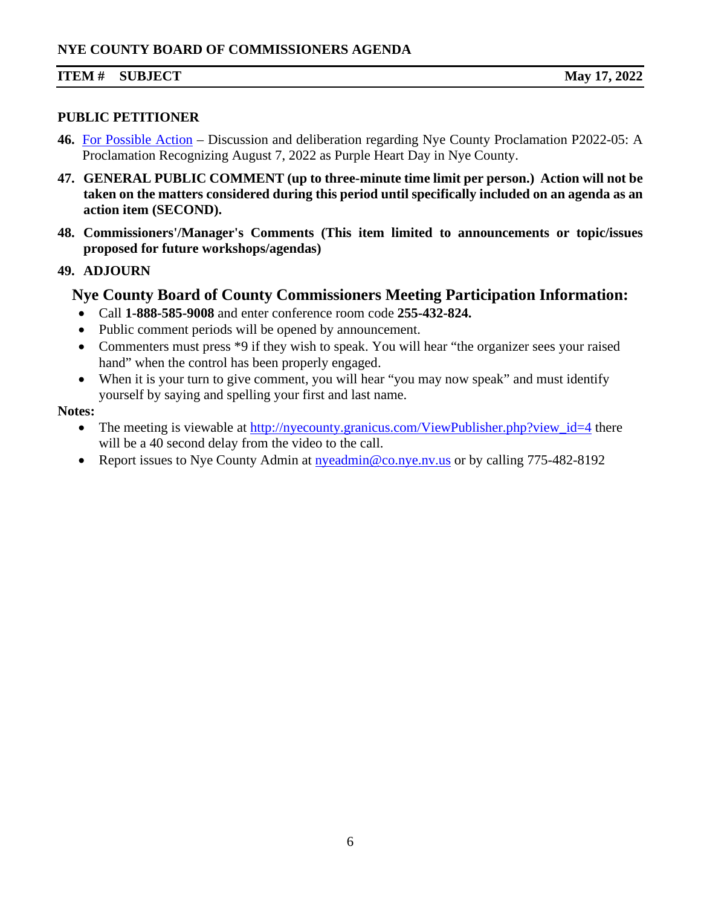**PUBLIC PETITIONER**

**46.** For Possible Action – Discussion and deliberation regarding Nye County Proclamation P2022-05: A Proclamation Recognizing August 7, 2022 as Purple Heart Day in Nye County.

**47. GENERAL PUBLIC COMMENT (up to three-minute time limit per person.) Action will not be taken on the matters considered during this period until specifically included on an agenda as an action item (SECOND).**

**48. Commissioners'/Manager's Comments (This item limited to announcements or topic/issues proposed for future workshops/agendas)**

**49. ADJOURN**

## Nye County Board of County Commissioners Meeting Participation Information:

- Call **1-888-585-9008** and enter conference room code **255-432-824.**
- Public comment periods will be opened by announcement.
- Commenters must press *9 if they wish to speak. You will hear "the organizer sees your raised hand" when the control has been properly engaged.
- When it is your turn to give comment, you will hear "you may now speak" and must identify yourself by saying and spelling your first and last name.

**Notes:**

- The meeting is viewable at http://nyecounty.granicus.com/ViewPublisher.php?view_id=4 there will be a 40 second delay from the video to the call.
- Report issues to Nye County Admin at nyeadmin@co.nye.nv.us or by calling 775-482-8192